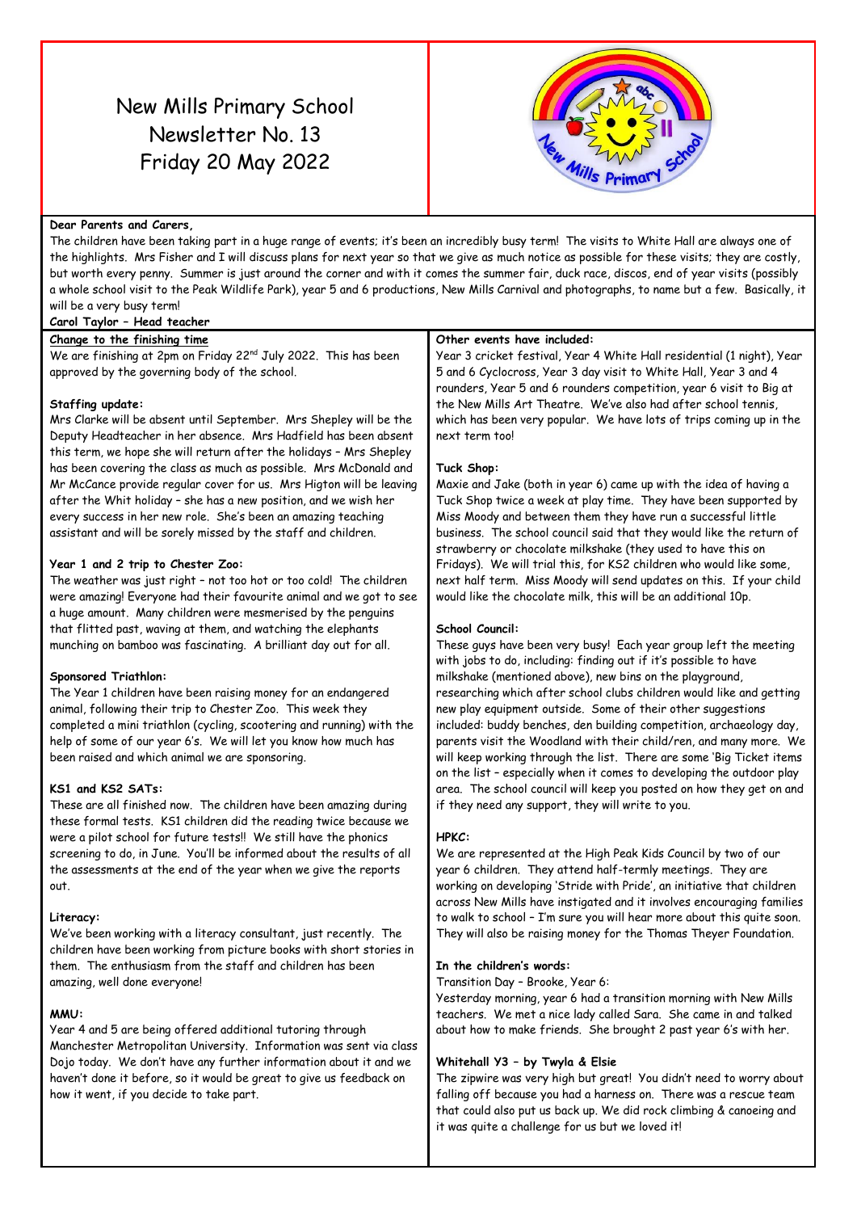# New Mills Primary School
# Newsletter No. 13
# Friday 20 May 2022

**Dear Parents and Carers,**

The children have been taking part in a huge range of events; it's been an incredibly busy term! The visits to White Hall are always one of the highlights. Mrs Fisher and I will discuss plans for next year so that we give as much notice as possible for these visits; they are costly, but worth every penny. Summer is just around the corner and with it comes the summer fair, duck race, discos, end of year visits (possibly a whole school visit to the Peak Wildlife Park), year 5 and 6 productions, New Mills Carnival and photographs, to name but a few. Basically, it will be a very busy term!

**Carol Taylor – Head teacher**

**Change to the finishing time**

We are finishing at 2pm on Friday 22nd July 2022. This has been approved by the governing body of the school.

**Staffing update:**

Mrs Clarke will be absent until September. Mrs Shepley will be the Deputy Headteacher in her absence. Mrs Hadfield has been absent this term, we hope she will return after the holidays – Mrs Shepley has been covering the class as much as possible. Mrs McDonald and Mr McCance provide regular cover for us. Mrs Higton will be leaving after the Whit holiday – she has a new position, and we wish her every success in her new role. She's been an amazing teaching assistant and will be sorely missed by the staff and children.

**Year 1 and 2 trip to Chester Zoo:**

The weather was just right – not too hot or too cold! The children were amazing! Everyone had their favourite animal and we got to see a huge amount. Many children were mesmerised by the penguins that flitted past, waving at them, and watching the elephants munching on bamboo was fascinating. A brilliant day out for all.

**Sponsored Triathlon:**

The Year 1 children have been raising money for an endangered animal, following their trip to Chester Zoo. This week they completed a mini triathlon (cycling, scootering and running) with the help of some of our year 6's. We will let you know how much has been raised and which animal we are sponsoring.

**KS1 and KS2 SATs:**

These are all finished now. The children have been amazing during these formal tests. KS1 children did the reading twice because we were a pilot school for future tests!! We still have the phonics screening to do, in June. You'll be informed about the results of all the assessments at the end of the year when we give the reports out.

**Literacy:**

We've been working with a literacy consultant, just recently. The children have been working from picture books with short stories in them. The enthusiasm from the staff and children has been amazing, well done everyone!

**MMU:**

Year 4 and 5 are being offered additional tutoring through Manchester Metropolitan University. Information was sent via class Dojo today. We don't have any further information about it and we haven't done it before, so it would be great to give us feedback on how it went, if you decide to take part.

**Other events have included:**

Year 3 cricket festival, Year 4 White Hall residential (1 night), Year 5 and 6 Cyclocross, Year 3 day visit to White Hall, Year 3 and 4 rounders, Year 5 and 6 rounders competition, year 6 visit to Big at the New Mills Art Theatre. We've also had after school tennis, which has been very popular. We have lots of trips coming up in the next term too!

**Tuck Shop:**

Maxie and Jake (both in year 6) came up with the idea of having a Tuck Shop twice a week at play time. They have been supported by Miss Moody and between them they have run a successful little business. The school council said that they would like the return of strawberry or chocolate milkshake (they used to have this on Fridays). We will trial this, for KS2 children who would like some, next half term. Miss Moody will send updates on this. If your child would like the chocolate milk, this will be an additional 10p.

**School Council:**

These guys have been very busy! Each year group left the meeting with jobs to do, including: finding out if it's possible to have milkshake (mentioned above), new bins on the playground, researching which after school clubs children would like and getting new play equipment outside. Some of their other suggestions included: buddy benches, den building competition, archaeology day, parents visit the Woodland with their child/ren, and many more. We will keep working through the list. There are some 'Big Ticket items on the list – especially when it comes to developing the outdoor play area. The school council will keep you posted on how they get on and if they need any support, they will write to you.

**HPKC:**

We are represented at the High Peak Kids Council by two of our year 6 children. They attend half-termly meetings. They are working on developing 'Stride with Pride', an initiative that children across New Mills have instigated and it involves encouraging families to walk to school – I'm sure you will hear more about this quite soon. They will also be raising money for the Thomas Theyer Foundation.

**In the children's words:**

Transition Day – Brooke, Year 6:

Yesterday morning, year 6 had a transition morning with New Mills teachers. We met a nice lady called Sara. She came in and talked about how to make friends. She brought 2 past year 6's with her.

**Whitehall Y3 – by Twyla & Elsie**

The zipwire was very high but great! You didn't need to worry about falling off because you had a harness on. There was a rescue team that could also put us back up. We did rock climbing & canoeing and it was quite a challenge for us but we loved it!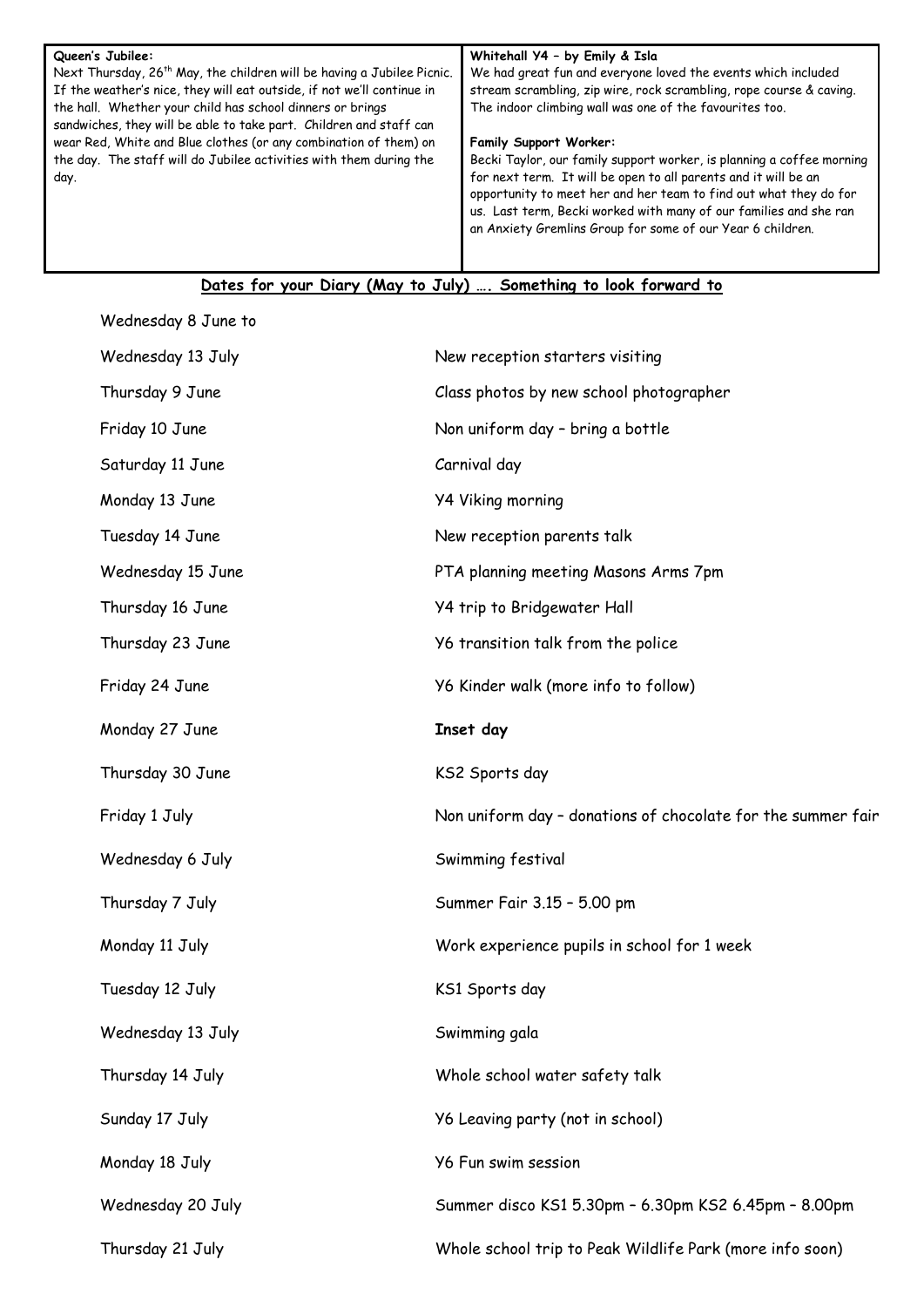**Queen's Jubilee:**
Next Thursday, 26th May, the children will be having a Jubilee Picnic. If the weather's nice, they will eat outside, if not we'll continue in the hall. Whether your child has school dinners or brings sandwiches, they will be able to take part. Children and staff can wear Red, White and Blue clothes (or any combination of them) on the day. The staff will do Jubilee activities with them during the day.

**Whitehall Y4 – by Emily & Isla**
We had great fun and everyone loved the events which included stream scrambling, zip wire, rock scrambling, rope course & caving. The indoor climbing wall was one of the favourites too.

**Family Support Worker:**
Becki Taylor, our family support worker, is planning a coffee morning for next term. It will be open to all parents and it will be an opportunity to meet her and her team to find out what they do for us. Last term, Becki worked with many of our families and she ran an Anxiety Gremlins Group for some of our Year 6 children.

**Dates for your Diary (May to July) …. Something to look forward to**

| | |
|---|---|
| Wednesday 8 June to Wednesday 13 July | New reception starters visiting |
| Thursday 9 June | Class photos by new school photographer |
| Friday 10 June | Non uniform day – bring a bottle |
| Saturday 11 June | Carnival day |
| Monday 13 June | Y4 Viking morning |
| Tuesday 14 June | New reception parents talk |
| Wednesday 15 June | PTA planning meeting Masons Arms 7pm |
| Thursday 16 June | Y4 trip to Bridgewater Hall |
| Thursday 23 June | Y6 transition talk from the police |
| Friday 24 June | Y6 Kinder walk (more info to follow) |
| Monday 27 June | **Inset day** |
| Thursday 30 June | KS2 Sports day |
| Friday 1 July | Non uniform day – donations of chocolate for the summer fair |
| Wednesday 6 July | Swimming festival |
| Thursday 7 July | Summer Fair 3.15 – 5.00 pm |
| Monday 11 July | Work experience pupils in school for 1 week |
| Tuesday 12 July | KS1 Sports day |
| Wednesday 13 July | Swimming gala |
| Thursday 14 July | Whole school water safety talk |
| Sunday 17 July | Y6 Leaving party (not in school) |
| Monday 18 July | Y6 Fun swim session |
| Wednesday 20 July | Summer disco KS1 5.30pm – 6.30pm KS2 6.45pm – 8.00pm |
| Thursday 21 July | Whole school trip to Peak Wildlife Park (more info soon) |